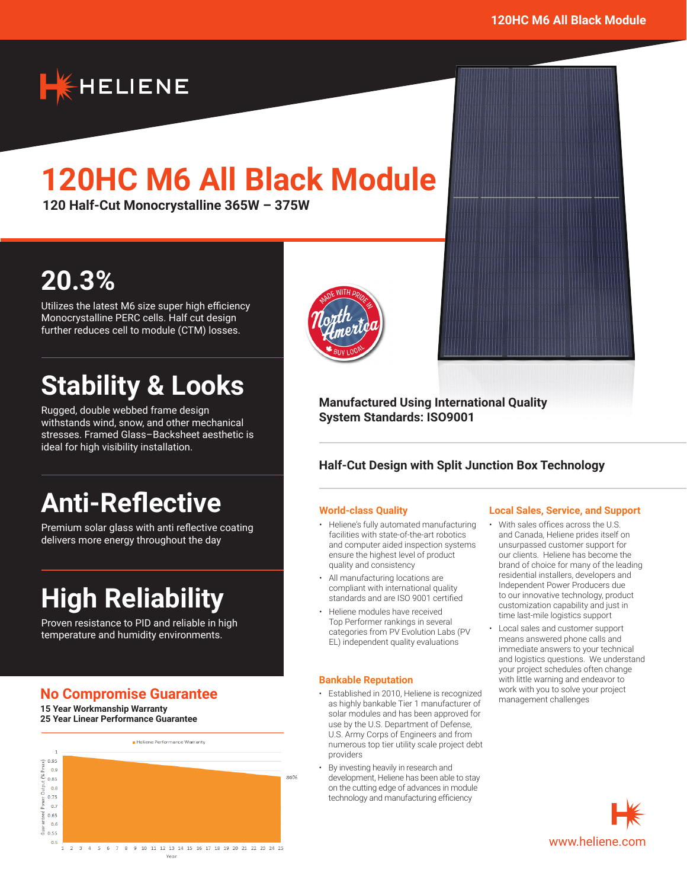# 120HC M6 All Black Module

**120 Half-Cut Monocrystalline 365W – 375W**

## 20.3%

Utilizes the latest M6 size super high efficiency Monocrystalline PERC cells. Half cut design further reduces cell to module (CTM) losses.

## Stability & Looks

Rugged, double webbed frame design withstands wind, snow, and other mechanical stresses. Framed Glass–Backsheet aesthetic is ideal for high visibility installation.

## Anti-Reflective

Premium solar glass with anti reflective coating delivers more energy throughout the day

## High Reliability

Proven resistance to PID and reliable in high temperature and humidity environments.

## No Compromise Guarantee

**15 Year Workmanship Warranty**
**25 Year Linear Performance Guarantee**

Heliene Performance Warranty

Guaranteed Power Output (% Pmax): 86% at Year 25

MADE WITH PRIDE IN North America BUY LOCAL

**Manufactured Using International Quality System Standards: ISO9001**

**Half-Cut Design with Split Junction Box Technology**

### World-class Quality

- Heliene's fully automated manufacturing facilities with state-of-the-art robotics and computer aided inspection systems ensure the highest level of product quality and consistency
- All manufacturing locations are compliant with international quality standards and are ISO 9001 certified
- Heliene modules have received Top Performer rankings in several categories from PV Evolution Labs (PV EL) independent quality evaluations

### Bankable Reputation

- Established in 2010, Heliene is recognized as highly bankable Tier 1 manufacturer of solar modules and has been approved for use by the U.S. Department of Defense, U.S. Army Corps of Engineers and from numerous top tier utility scale project debt providers
- By investing heavily in research and development, Heliene has been able to stay on the cutting edge of advances in module technology and manufacturing efficiency

### Local Sales, Service, and Support

- With sales offices across the U.S. and Canada, Heliene prides itself on unsurpassed customer support for our clients. Heliene has become the brand of choice for many of the leading residential installers, developers and Independent Power Producers due to our innovative technology, product customization capability and just in time last-mile logistics support
- Local sales and customer support means answered phone calls and immediate answers to your technical and logistics questions. We understand your project schedules often change with little warning and endeavor to work with you to solve your project management challenges

www.heliene.com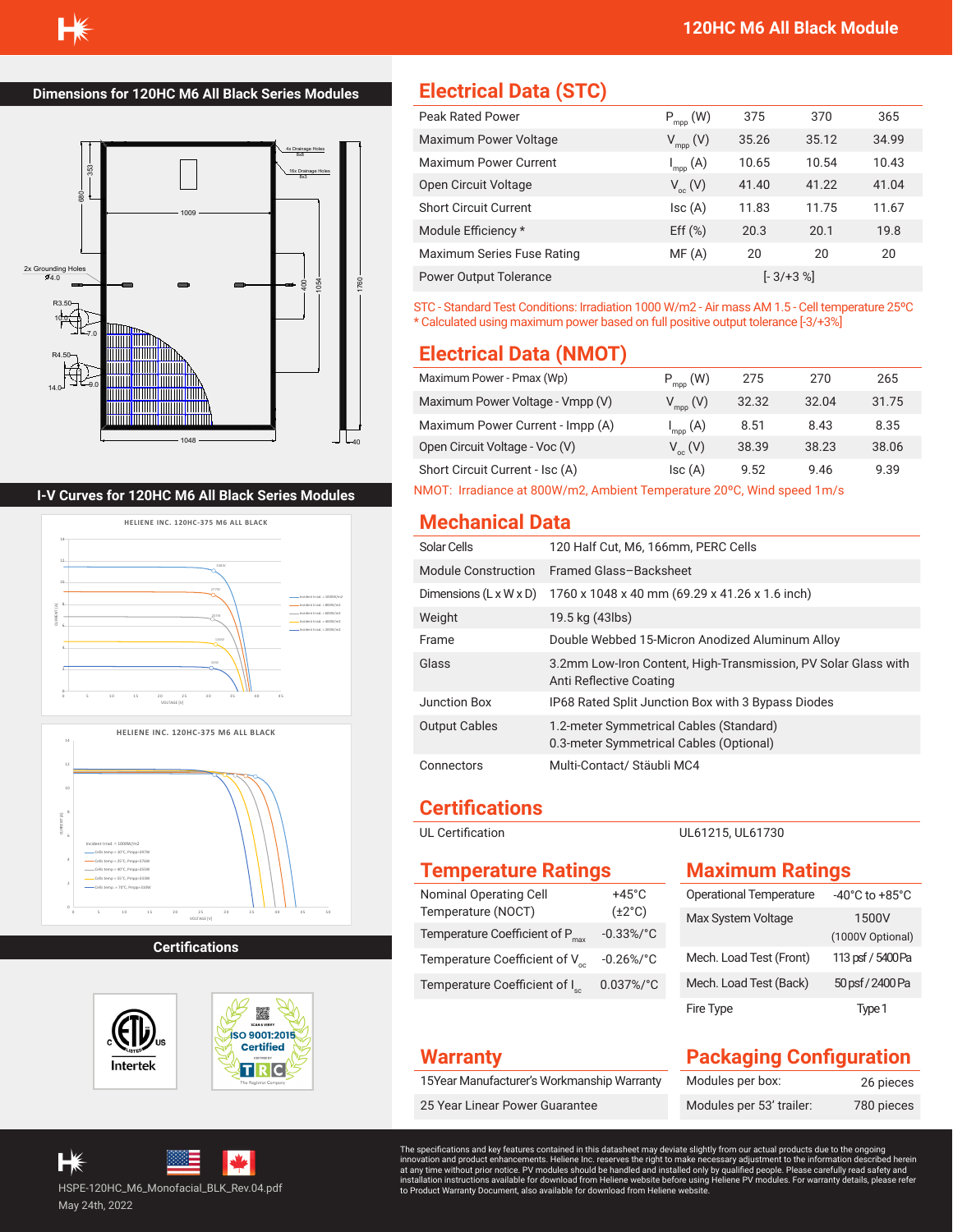# 120HC M6 All Black Module

## Dimensions for 120HC M6 All Black Series Modules

4x Drainage Holes 8x8
16x Drainage Holes 8x3
353
680
1009
2x Grounding Holes Ø4.0
400
1054
1760
R3.50
10.0
7.0
R4.50
14.0
9.0
1048
40

## I-V Curves for 120HC M6 All Black Series Modules

HELIENE INC. 120HC-375 M6 ALL BLACK

CURRENT (A)
VOLTAGE (V)

HELIENE INC. 120HC-375 M6 ALL BLACK

CURRENT (A)
VOLTAGE (V)
Incident Irrad. = 1000W/m2

## Certifications

Intertek
ISO 9001:2015 Certified

## Electrical Data (STC)

| | | | | |
|---|---|---|---|---|
| Peak Rated Power | $P_{mpp}$ (W) | 375 | 370 | 365 |
| Maximum Power Voltage | $V_{mpp}$ (V) | 35.26 | 35.12 | 34.99 |
| Maximum Power Current | $I_{mpp}$ (A) | 10.65 | 10.54 | 10.43 |
| Open Circuit Voltage | $V_{oc}$ (V) | 41.40 | 41.22 | 41.04 |
| Short Circuit Current | Isc (A) | 11.83 | 11.75 | 11.67 |
| Module Efficiency * | Eff (%) | 20.3 | 20.1 | 19.8 |
| Maximum Series Fuse Rating | MF (A) | 20 | 20 | 20 |
| Power Output Tolerance | | [- 3/+3 %] | | |

STC - Standard Test Conditions: Irradiation 1000 W/m2 - Air mass AM 1.5 - Cell temperature 25°C
* Calculated using maximum power based on full positive output tolerance [-3/+3%]

## Electrical Data (NMOT)

| | | | | |
|---|---|---|---|---|
| Maximum Power - Pmax (Wp) | $P_{mpp}$ (W) | 275 | 270 | 265 |
| Maximum Power Voltage - Vmpp (V) | $V_{mpp}$ (V) | 32.32 | 32.04 | 31.75 |
| Maximum Power Current - Impp (A) | $I_{mpp}$ (A) | 8.51 | 8.43 | 8.35 |
| Open Circuit Voltage - Voc (V) | $V_{oc}$ (V) | 38.39 | 38.23 | 38.06 |
| Short Circuit Current - Isc (A) | Isc (A) | 9.52 | 9.46 | 9.39 |

NMOT: Irradiance at 800W/m2, Ambient Temperature 20°C, Wind speed 1m/s

## Mechanical Data

| | |
|---|---|
| Solar Cells | 120 Half Cut, M6, 166mm, PERC Cells |
| Module Construction | Framed Glass–Backsheet |
| Dimensions (L x W x D) | 1760 x 1048 x 40 mm (69.29 x 41.26 x 1.6 inch) |
| Weight | 19.5 kg (43lbs) |
| Frame | Double Webbed 15-Micron Anodized Aluminum Alloy |
| Glass | 3.2mm Low-Iron Content, High-Transmission, PV Solar Glass with Anti Reflective Coating |
| Junction Box | IP68 Rated Split Junction Box with 3 Bypass Diodes |
| Output Cables | 1.2-meter Symmetrical Cables (Standard) 0.3-meter Symmetrical Cables (Optional) |
| Connectors | Multi-Contact/ Stäubli MC4 |

## Certifications

| | |
|---|---|
| UL Certification | UL61215, UL61730 |

## Temperature Ratings

| | |
|---|---|
| Nominal Operating Cell Temperature (NOCT) | +45°C (±2°C) |
| Temperature Coefficient of $P_{max}$ | -0.33%/°C |
| Temperature Coefficient of $V_{oc}$ | -0.26%/°C |
| Temperature Coefficient of $I_{sc}$ | 0.037%/°C |

## Maximum Ratings

| | |
|---|---|
| Operational Temperature | -40°C to +85°C |
| Max System Voltage | 1500V (1000V Optional) |
| Mech. Load Test (Front) | 113 psf / 5400 Pa |
| Mech. Load Test (Back) | 50 psf / 2400 Pa |
| Fire Type | Type 1 |

## Warranty

15Year Manufacturer's Workmanship Warranty

25 Year Linear Power Guarantee

## Packaging Configuration

| | |
|---|---|
| Modules per box: | 26 pieces |
| Modules per 53' trailer: | 780 pieces |

HSPE-120HC_M6_Monofacial_BLK_Rev.04.pdf
May 24th, 2022

The specifications and key features contained in this datasheet may deviate slightly from our actual products due to the ongoing innovation and product enhancements. Heliene Inc. reserves the right to make necessary adjustment to the information described herein at any time without prior notice. PV modules should be handled and installed only by qualified people. Please carefully read safety and installation instructions available for download from Heliene website before using Heliene PV modules. For warranty details, please refer to Product Warranty Document, also available for download from Heliene website.